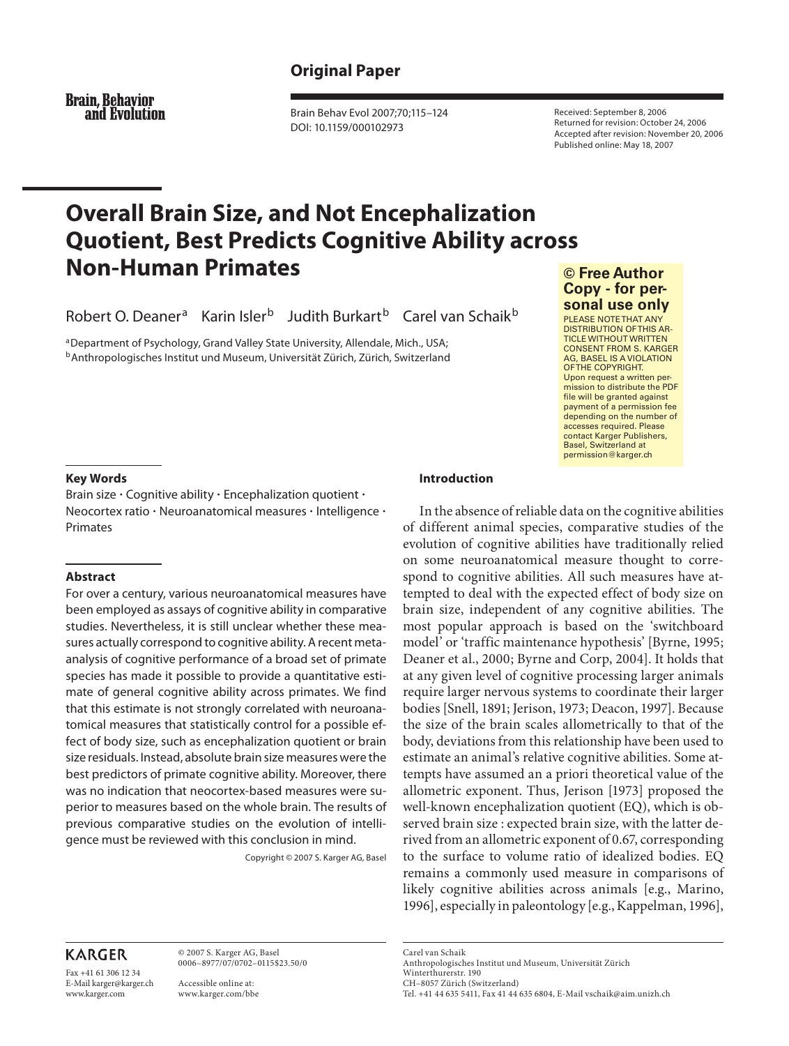## Original Paper

# Overall Brain Size, and Not Encephalization Quotient, Best Predicts Cognitive Ability across Non-Human Primates

Robert O. Deaner[a] Karin Isler[b] Judith Burkart[b] Carel van Schaik[b]

[a]Department of Psychology, Grand Valley State University, Allendale, Mich., USA; [b]Anthropologisches Institut und Museum, Universität Zürich, Zürich, Switzerland

Received: September 8, 2006
Returned for revision: October 24, 2006
Accepted after revision: November 20, 2006
Published online: May 18, 2007

### Key Words

Brain size · Cognitive ability · Encephalization quotient · Neocortex ratio · Neuroanatomical measures · Intelligence · Primates

### Abstract

For over a century, various neuroanatomical measures have been employed as assays of cognitive ability in comparative studies. Nevertheless, it is still unclear whether these measures actually correspond to cognitive ability. A recent meta-analysis of cognitive performance of a broad set of primate species has made it possible to provide a quantitative estimate of general cognitive ability across primates. We find that this estimate is not strongly correlated with neuroanatomical measures that statistically control for a possible effect of body size, such as encephalization quotient or brain size residuals. Instead, absolute brain size measures were the best predictors of primate cognitive ability. Moreover, there was no indication that neocortex-based measures were superior to measures based on the whole brain. The results of previous comparative studies on the evolution of intelligence must be reviewed with this conclusion in mind.

Copyright © 2007 S. Karger AG, Basel

### Introduction

In the absence of reliable data on the cognitive abilities of different animal species, comparative studies of the evolution of cognitive abilities have traditionally relied on some neuroanatomical measure thought to correspond to cognitive abilities. All such measures have attempted to deal with the expected effect of body size on brain size, independent of any cognitive abilities. The most popular approach is based on the 'switchboard model' or 'traffic maintenance hypothesis' [Byrne, 1995; Deaner et al., 2000; Byrne and Corp, 2004]. It holds that at any given level of cognitive processing larger animals require larger nervous systems to coordinate their larger bodies [Snell, 1891; Jerison, 1973; Deacon, 1997]. Because the size of the brain scales allometrically to that of the body, deviations from this relationship have been used to estimate an animal's relative cognitive abilities. Some attempts have assumed an a priori theoretical value of the allometric exponent. Thus, Jerison [1973] proposed the well-known encephalization quotient (EQ), which is observed brain size : expected brain size, with the latter derived from an allometric exponent of 0.67, corresponding to the surface to volume ratio of idealized bodies. EQ remains a commonly used measure in comparisons of likely cognitive abilities across animals [e.g., Marino, 1996], especially in paleontology [e.g., Kappelman, 1996],

---

© 2007 S. Karger AG, Basel
0006–8977/07/0702–0115$23.50/0

Accessible online at:
www.karger.com/bbe

Carel van Schaik
Anthropologisches Institut und Museum, Universität Zürich
Winterthurerstr. 190
CH–8057 Zürich (Switzerland)
Tel. +41 44 635 5411, Fax 41 44 635 6804, E-Mail vschaik@aim.unizh.ch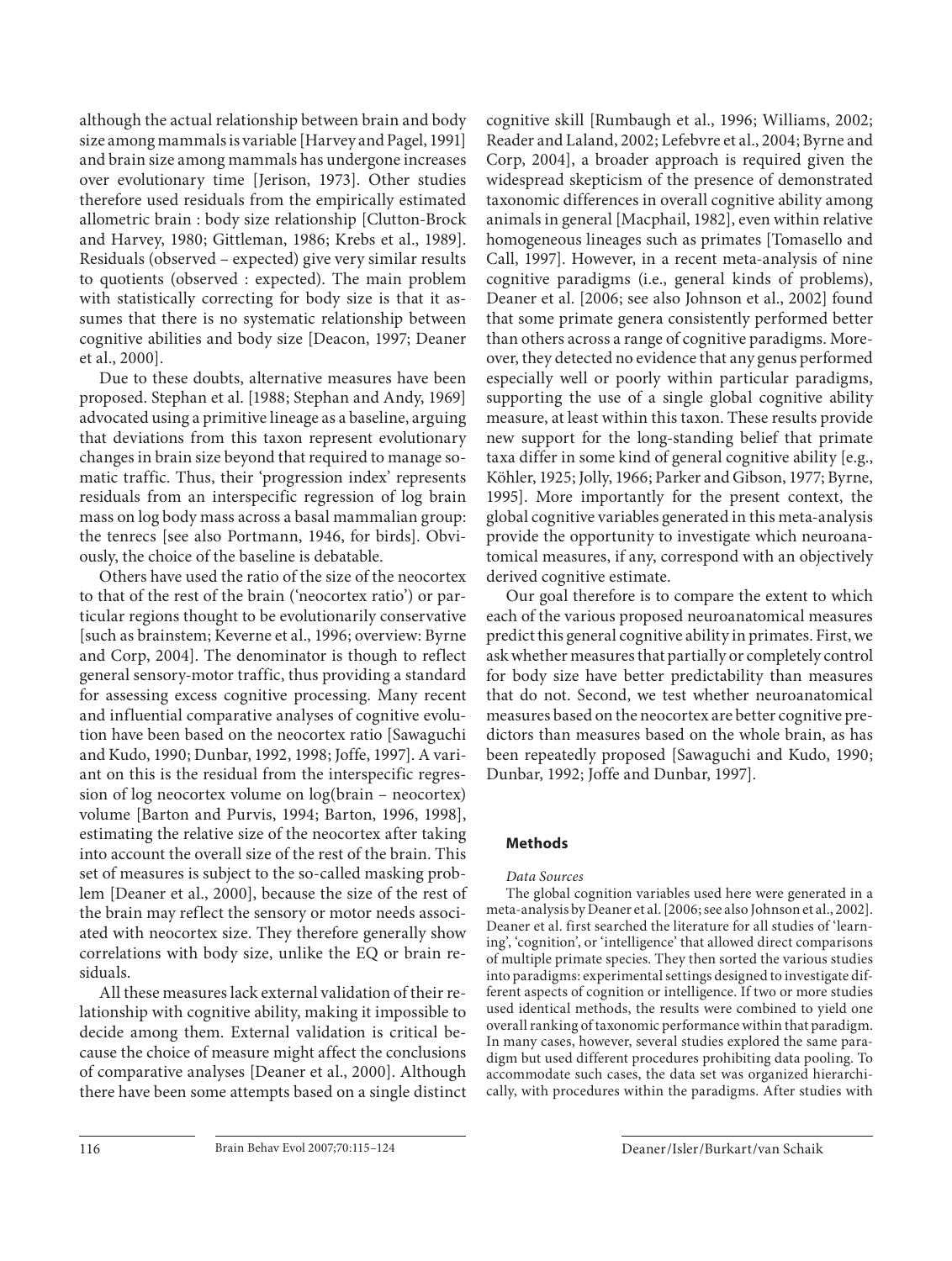although the actual relationship between brain and body size among mammals is variable [Harvey and Pagel, 1991] and brain size among mammals has undergone increases over evolutionary time [Jerison, 1973]. Other studies therefore used residuals from the empirically estimated allometric brain : body size relationship [Clutton-Brock and Harvey, 1980; Gittleman, 1986; Krebs et al., 1989]. Residuals (observed – expected) give very similar results to quotients (observed : expected). The main problem with statistically correcting for body size is that it assumes that there is no systematic relationship between cognitive abilities and body size [Deacon, 1997; Deaner et al., 2000].

Due to these doubts, alternative measures have been proposed. Stephan et al. [1988; Stephan and Andy, 1969] advocated using a primitive lineage as a baseline, arguing that deviations from this taxon represent evolutionary changes in brain size beyond that required to manage somatic traffic. Thus, their 'progression index' represents residuals from an interspecific regression of log brain mass on log body mass across a basal mammalian group: the tenrecs [see also Portmann, 1946, for birds]. Obviously, the choice of the baseline is debatable.

Others have used the ratio of the size of the neocortex to that of the rest of the brain ('neocortex ratio') or particular regions thought to be evolutionarily conservative [such as brainstem; Keverne et al., 1996; overview: Byrne and Corp, 2004]. The denominator is though to reflect general sensory-motor traffic, thus providing a standard for assessing excess cognitive processing. Many recent and influential comparative analyses of cognitive evolution have been based on the neocortex ratio [Sawaguchi and Kudo, 1990; Dunbar, 1992, 1998; Joffe, 1997]. A variant on this is the residual from the interspecific regression of log neocortex volume on log(brain – neocortex) volume [Barton and Purvis, 1994; Barton, 1996, 1998], estimating the relative size of the neocortex after taking into account the overall size of the rest of the brain. This set of measures is subject to the so-called masking problem [Deaner et al., 2000], because the size of the rest of the brain may reflect the sensory or motor needs associated with neocortex size. They therefore generally show correlations with body size, unlike the EQ or brain residuals.

All these measures lack external validation of their relationship with cognitive ability, making it impossible to decide among them. External validation is critical because the choice of measure might affect the conclusions of comparative analyses [Deaner et al., 2000]. Although there have been some attempts based on a single distinct cognitive skill [Rumbaugh et al., 1996; Williams, 2002; Reader and Laland, 2002; Lefebvre et al., 2004; Byrne and Corp, 2004], a broader approach is required given the widespread skepticism of the presence of demonstrated taxonomic differences in overall cognitive ability among animals in general [Macphail, 1982], even within relative homogeneous lineages such as primates [Tomasello and Call, 1997]. However, in a recent meta-analysis of nine cognitive paradigms (i.e., general kinds of problems), Deaner et al. [2006; see also Johnson et al., 2002] found that some primate genera consistently performed better than others across a range of cognitive paradigms. Moreover, they detected no evidence that any genus performed especially well or poorly within particular paradigms, supporting the use of a single global cognitive ability measure, at least within this taxon. These results provide new support for the long-standing belief that primate taxa differ in some kind of general cognitive ability [e.g., Köhler, 1925; Jolly, 1966; Parker and Gibson, 1977; Byrne, 1995]. More importantly for the present context, the global cognitive variables generated in this meta-analysis provide the opportunity to investigate which neuroanatomical measures, if any, correspond with an objectively derived cognitive estimate.

Our goal therefore is to compare the extent to which each of the various proposed neuroanatomical measures predict this general cognitive ability in primates. First, we ask whether measures that partially or completely control for body size have better predictability than measures that do not. Second, we test whether neuroanatomical measures based on the neocortex are better cognitive predictors than measures based on the whole brain, as has been repeatedly proposed [Sawaguchi and Kudo, 1990; Dunbar, 1992; Joffe and Dunbar, 1997].

## Methods

*Data Sources*

The global cognition variables used here were generated in a meta-analysis by Deaner et al. [2006; see also Johnson et al., 2002]. Deaner et al. first searched the literature for all studies of 'learning', 'cognition', or 'intelligence' that allowed direct comparisons of multiple primate species. They then sorted the various studies into paradigms: experimental settings designed to investigate different aspects of cognition or intelligence. If two or more studies used identical methods, the results were combined to yield one overall ranking of taxonomic performance within that paradigm. In many cases, however, several studies explored the same paradigm but used different procedures prohibiting data pooling. To accommodate such cases, the data set was organized hierarchically, with procedures within the paradigms. After studies with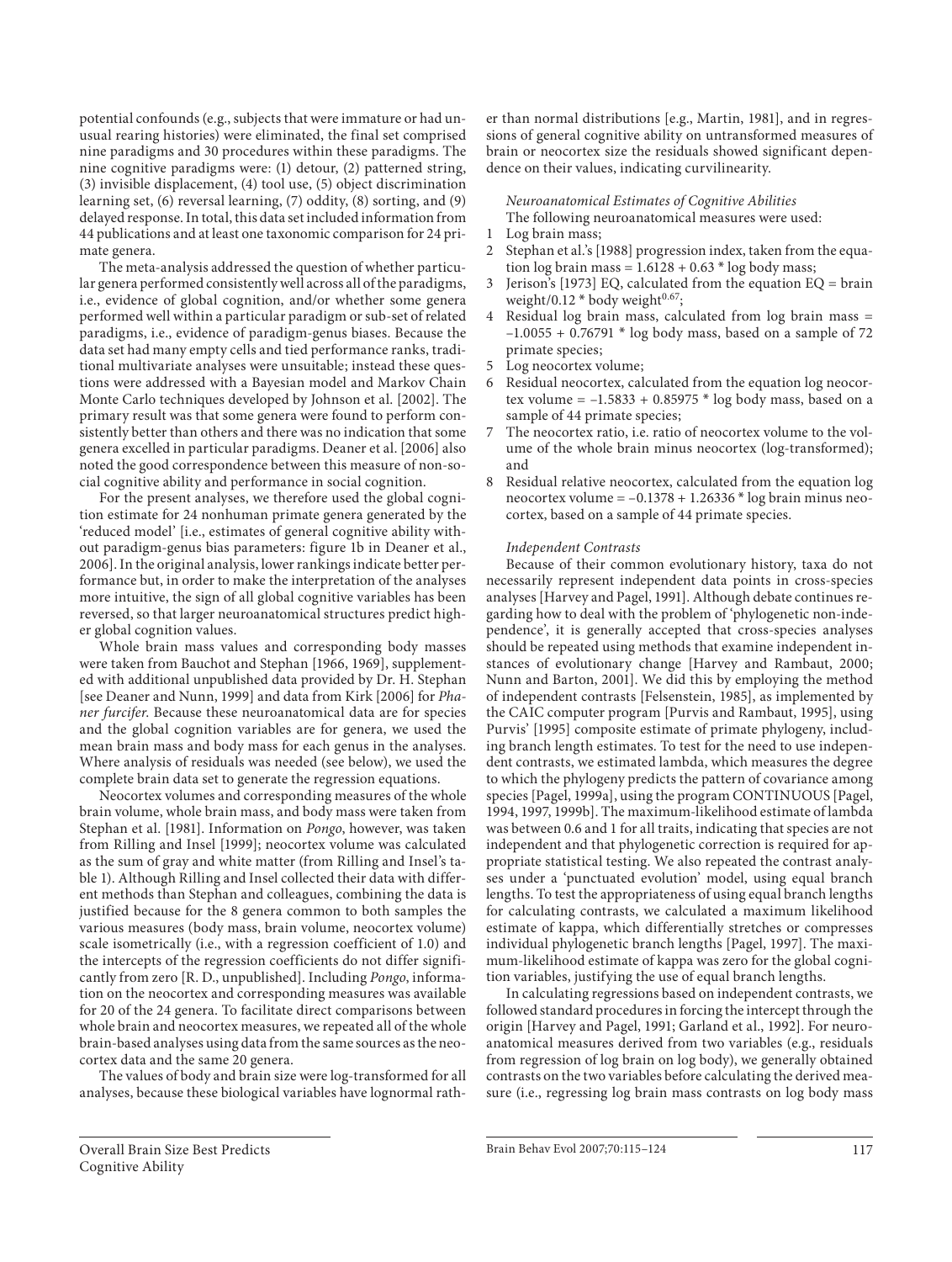potential confounds (e.g., subjects that were immature or had unusual rearing histories) were eliminated, the final set comprised nine paradigms and 30 procedures within these paradigms. The nine cognitive paradigms were: (1) detour, (2) patterned string, (3) invisible displacement, (4) tool use, (5) object discrimination learning set, (6) reversal learning, (7) oddity, (8) sorting, and (9) delayed response. In total, this data set included information from 44 publications and at least one taxonomic comparison for 24 primate genera.

The meta-analysis addressed the question of whether particular genera performed consistently well across all of the paradigms, i.e., evidence of global cognition, and/or whether some genera performed well within a particular paradigm or sub-set of related paradigms, i.e., evidence of paradigm-genus biases. Because the data set had many empty cells and tied performance ranks, traditional multivariate analyses were unsuitable; instead these questions were addressed with a Bayesian model and Markov Chain Monte Carlo techniques developed by Johnson et al. [2002]. The primary result was that some genera were found to perform consistently better than others and there was no indication that some genera excelled in particular paradigms. Deaner et al. [2006] also noted the good correspondence between this measure of non-social cognitive ability and performance in social cognition.

For the present analyses, we therefore used the global cognition estimate for 24 nonhuman primate genera generated by the 'reduced model' [i.e., estimates of general cognitive ability without paradigm-genus bias parameters: figure 1b in Deaner et al., 2006]. In the original analysis, lower rankings indicate better performance but, in order to make the interpretation of the analyses more intuitive, the sign of all global cognitive variables has been reversed, so that larger neuroanatomical structures predict higher global cognition values.

Whole brain mass values and corresponding body masses were taken from Bauchot and Stephan [1966, 1969], supplemented with additional unpublished data provided by Dr. H. Stephan [see Deaner and Nunn, 1999] and data from Kirk [2006] for *Phaner furcifer*. Because these neuroanatomical data are for species and the global cognition variables are for genera, we used the mean brain mass and body mass for each genus in the analyses. Where analysis of residuals was needed (see below), we used the complete brain data set to generate the regression equations.

Neocortex volumes and corresponding measures of the whole brain volume, whole brain mass, and body mass were taken from Stephan et al. [1981]. Information on *Pongo*, however, was taken from Rilling and Insel [1999]; neocortex volume was calculated as the sum of gray and white matter (from Rilling and Insel's table 1). Although Rilling and Insel collected their data with different methods than Stephan and colleagues, combining the data is justified because for the 8 genera common to both samples the various measures (body mass, brain volume, neocortex volume) scale isometrically (i.e., with a regression coefficient of 1.0) and the intercepts of the regression coefficients do not differ significantly from zero [R. D., unpublished]. Including *Pongo*, information on the neocortex and corresponding measures was available for 20 of the 24 genera. To facilitate direct comparisons between whole brain and neocortex measures, we repeated all of the whole brain-based analyses using data from the same sources as the neocortex data and the same 20 genera.

The values of body and brain size were log-transformed for all analyses, because these biological variables have lognormal rather than normal distributions [e.g., Martin, 1981], and in regressions of general cognitive ability on untransformed measures of brain or neocortex size the residuals showed significant dependence on their values, indicating curvilinearity.

*Neuroanatomical Estimates of Cognitive Abilities*

The following neuroanatomical measures were used:

1. Log brain mass;
2. Stephan et al.'s [1988] progression index, taken from the equation log brain mass = 1.6128 + 0.63 * log body mass;
3. Jerison's [1973] EQ, calculated from the equation EQ = brain weight/0.12 * body weight$^{0.67}$;
4. Residual log brain mass, calculated from log brain mass = –1.0055 + 0.76791 * log body mass, based on a sample of 72 primate species;
5. Log neocortex volume;
6. Residual neocortex, calculated from the equation log neocortex volume = –1.5833 + 0.85975 * log body mass, based on a sample of 44 primate species;
7. The neocortex ratio, i.e. ratio of neocortex volume to the volume of the whole brain minus neocortex (log-transformed); and
8. Residual relative neocortex, calculated from the equation log neocortex volume = –0.1378 + 1.26336 * log brain minus neocortex, based on a sample of 44 primate species.

*Independent Contrasts*

Because of their common evolutionary history, taxa do not necessarily represent independent data points in cross-species analyses [Harvey and Pagel, 1991]. Although debate continues regarding how to deal with the problem of 'phylogenetic non-independence', it is generally accepted that cross-species analyses should be repeated using methods that examine independent instances of evolutionary change [Harvey and Rambaut, 2000; Nunn and Barton, 2001]. We did this by employing the method of independent contrasts [Felsenstein, 1985], as implemented by the CAIC computer program [Purvis and Rambaut, 1995], using Purvis' [1995] composite estimate of primate phylogeny, including branch length estimates. To test for the need to use independent contrasts, we estimated lambda, which measures the degree to which the phylogeny predicts the pattern of covariance among species [Pagel, 1999a], using the program CONTINUOUS [Pagel, 1994, 1997, 1999b]. The maximum-likelihood estimate of lambda was between 0.6 and 1 for all traits, indicating that species are not independent and that phylogenetic correction is required for appropriate statistical testing. We also repeated the contrast analyses under a 'punctuated evolution' model, using equal branch lengths. To test the appropriateness of using equal branch lengths for calculating contrasts, we calculated a maximum likelihood estimate of kappa, which differentially stretches or compresses individual phylogenetic branch lengths [Pagel, 1997]. The maximum-likelihood estimate of kappa was zero for the global cognition variables, justifying the use of equal branch lengths.

In calculating regressions based on independent contrasts, we followed standard procedures in forcing the intercept through the origin [Harvey and Pagel, 1991; Garland et al., 1992]. For neuroanatomical measures derived from two variables (e.g., residuals from regression of log brain on log body), we generally obtained contrasts on the two variables before calculating the derived measure (i.e., regressing log brain mass contrasts on log body mass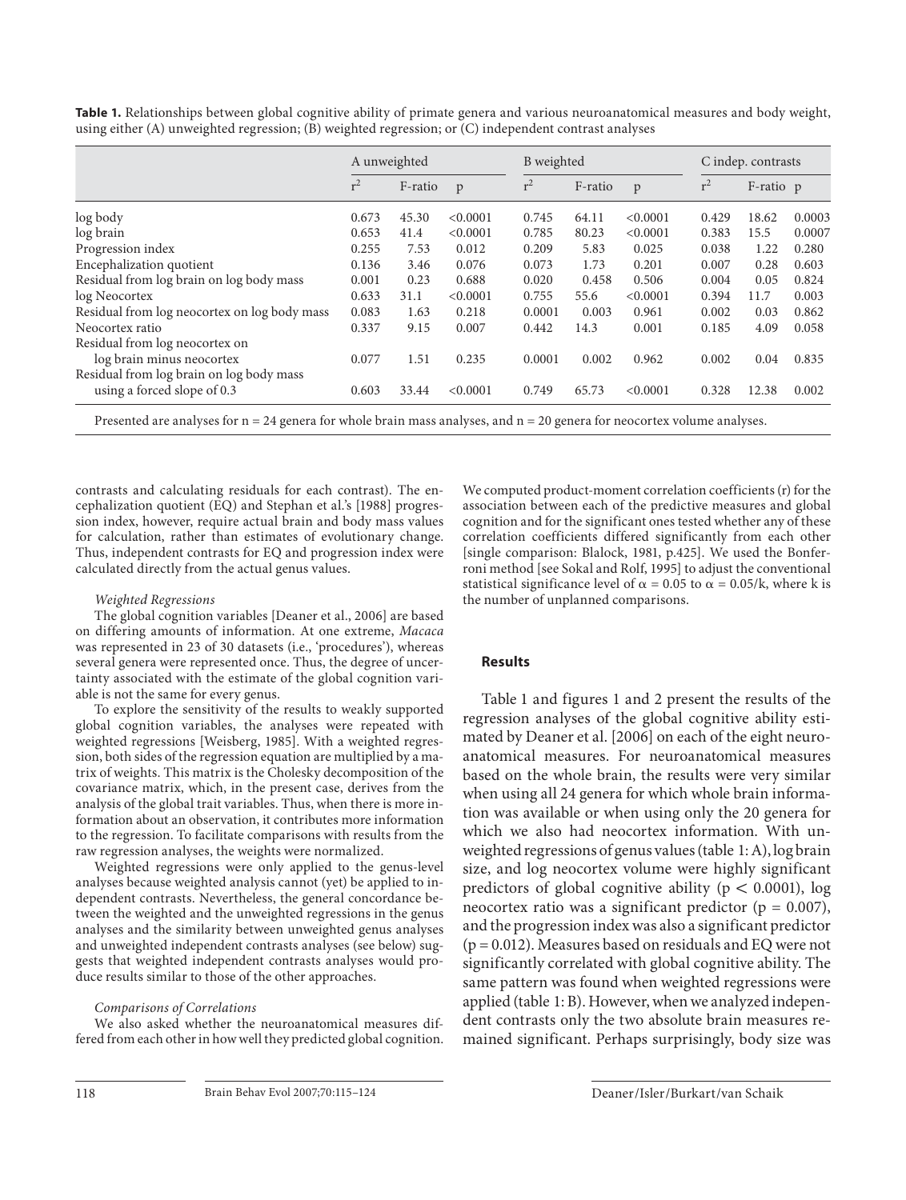**Table 1.** Relationships between global cognitive ability of primate genera and various neuroanatomical measures and body weight, using either (A) unweighted regression; (B) weighted regression; or (C) independent contrast analyses

| | A unweighted | | | B weighted | | | C indep. contrasts | | |
|---|---|---|---|---|---|---|---|---|---|
| | $r^2$ | F-ratio | p | $r^2$ | F-ratio | p | $r^2$ | F-ratio | p |
| log body | 0.673 | 45.30 | <0.0001 | 0.745 | 64.11 | <0.0001 | 0.429 | 18.62 | 0.0003 |
| log brain | 0.653 | 41.4 | <0.0001 | 0.785 | 80.23 | <0.0001 | 0.383 | 15.5 | 0.0007 |
| Progression index | 0.255 | 7.53 | 0.012 | 0.209 | 5.83 | 0.025 | 0.038 | 1.22 | 0.280 |
| Encephalization quotient | 0.136 | 3.46 | 0.076 | 0.073 | 1.73 | 0.201 | 0.007 | 0.28 | 0.603 |
| Residual from log brain on log body mass | 0.001 | 0.23 | 0.688 | 0.020 | 0.458 | 0.506 | 0.004 | 0.05 | 0.824 |
| log Neocortex | 0.633 | 31.1 | <0.0001 | 0.755 | 55.6 | <0.0001 | 0.394 | 11.7 | 0.003 |
| Residual from log neocortex on log body mass | 0.083 | 1.63 | 0.218 | 0.0001 | 0.003 | 0.961 | 0.002 | 0.03 | 0.862 |
| Neocortex ratio | 0.337 | 9.15 | 0.007 | 0.442 | 14.3 | 0.001 | 0.185 | 4.09 | 0.058 |
| Residual from log neocortex on log brain minus neocortex | 0.077 | 1.51 | 0.235 | 0.0001 | 0.002 | 0.962 | 0.002 | 0.04 | 0.835 |
| Residual from log brain on log body mass using a forced slope of 0.3 | 0.603 | 33.44 | <0.0001 | 0.749 | 65.73 | <0.0001 | 0.328 | 12.38 | 0.002 |

Presented are analyses for n = 24 genera for whole brain mass analyses, and n = 20 genera for neocortex volume analyses.

contrasts and calculating residuals for each contrast). The encephalization quotient (EQ) and Stephan et al.'s [1988] progression index, however, require actual brain and body mass values for calculation, rather than estimates of evolutionary change. Thus, independent contrasts for EQ and progression index were calculated directly from the actual genus values.

*Weighted Regressions*

The global cognition variables [Deaner et al., 2006] are based on differing amounts of information. At one extreme, *Macaca* was represented in 23 of 30 datasets (i.e., 'procedures'), whereas several genera were represented once. Thus, the degree of uncertainty associated with the estimate of the global cognition variable is not the same for every genus.

To explore the sensitivity of the results to weakly supported global cognition variables, the analyses were repeated with weighted regressions [Weisberg, 1985]. With a weighted regression, both sides of the regression equation are multiplied by a matrix of weights. This matrix is the Cholesky decomposition of the covariance matrix, which, in the present case, derives from the analysis of the global trait variables. Thus, when there is more information about an observation, it contributes more information to the regression. To facilitate comparisons with results from the raw regression analyses, the weights were normalized.

Weighted regressions were only applied to the genus-level analyses because weighted analysis cannot (yet) be applied to independent contrasts. Nevertheless, the general concordance between the weighted and the unweighted regressions in the genus analyses and the similarity between unweighted genus analyses and unweighted independent contrasts analyses (see below) suggests that weighted independent contrasts analyses would produce results similar to those of the other approaches.

*Comparisons of Correlations*

We also asked whether the neuroanatomical measures differed from each other in how well they predicted global cognition. We computed product-moment correlation coefficients (r) for the association between each of the predictive measures and global cognition and for the significant ones tested whether any of these correlation coefficients differed significantly from each other [single comparison: Blalock, 1981, p.425]. We used the Bonferroni method [see Sokal and Rolf, 1995] to adjust the conventional statistical significance level of $\alpha = 0.05$ to $\alpha = 0.05/k$, where k is the number of unplanned comparisons.

## Results

Table 1 and figures 1 and 2 present the results of the regression analyses of the global cognitive ability estimated by Deaner et al. [2006] on each of the eight neuroanatomical measures. For neuroanatomical measures based on the whole brain, the results were very similar when using all 24 genera for which whole brain information was available or when using only the 20 genera for which we also had neocortex information. With unweighted regressions of genus values (table 1: A), log brain size, and log neocortex volume were highly significant predictors of global cognitive ability ($p < 0.0001$), log neocortex ratio was a significant predictor ($p = 0.007$), and the progression index was also a significant predictor ($p = 0.012$). Measures based on residuals and EQ were not significantly correlated with global cognitive ability. The same pattern was found when weighted regressions were applied (table 1: B). However, when we analyzed independent contrasts only the two absolute brain measures remained significant. Perhaps surprisingly, body size was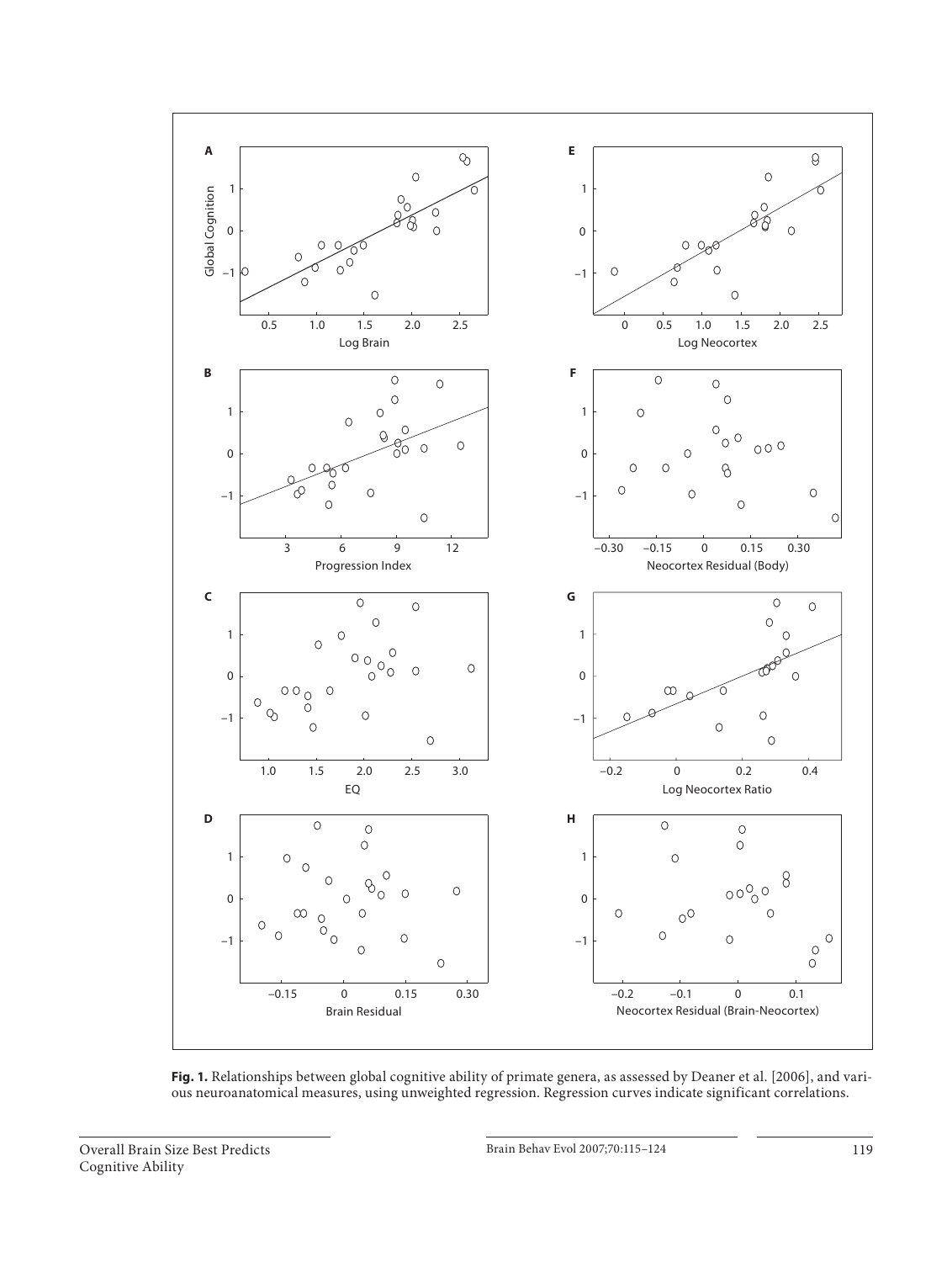**Fig. 1.** Relationships between global cognitive ability of primate genera, as assessed by Deaner et al. [2006], and various neuroanatomical measures, using unweighted regression. Regression curves indicate significant correlations.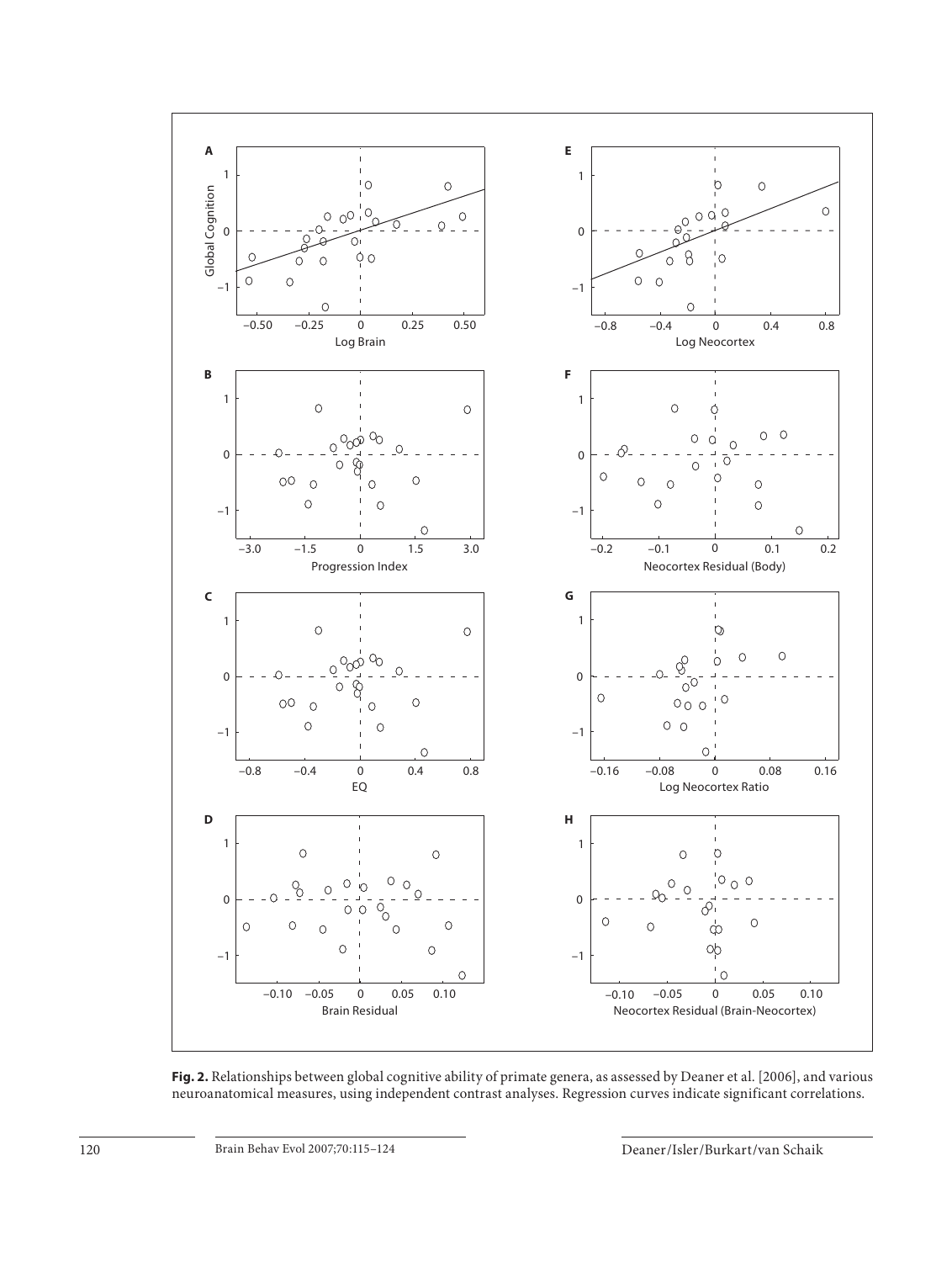**Fig. 2.** Relationships between global cognitive ability of primate genera, as assessed by Deaner et al. [2006], and various neuroanatomical measures, using independent contrast analyses. Regression curves indicate significant correlations.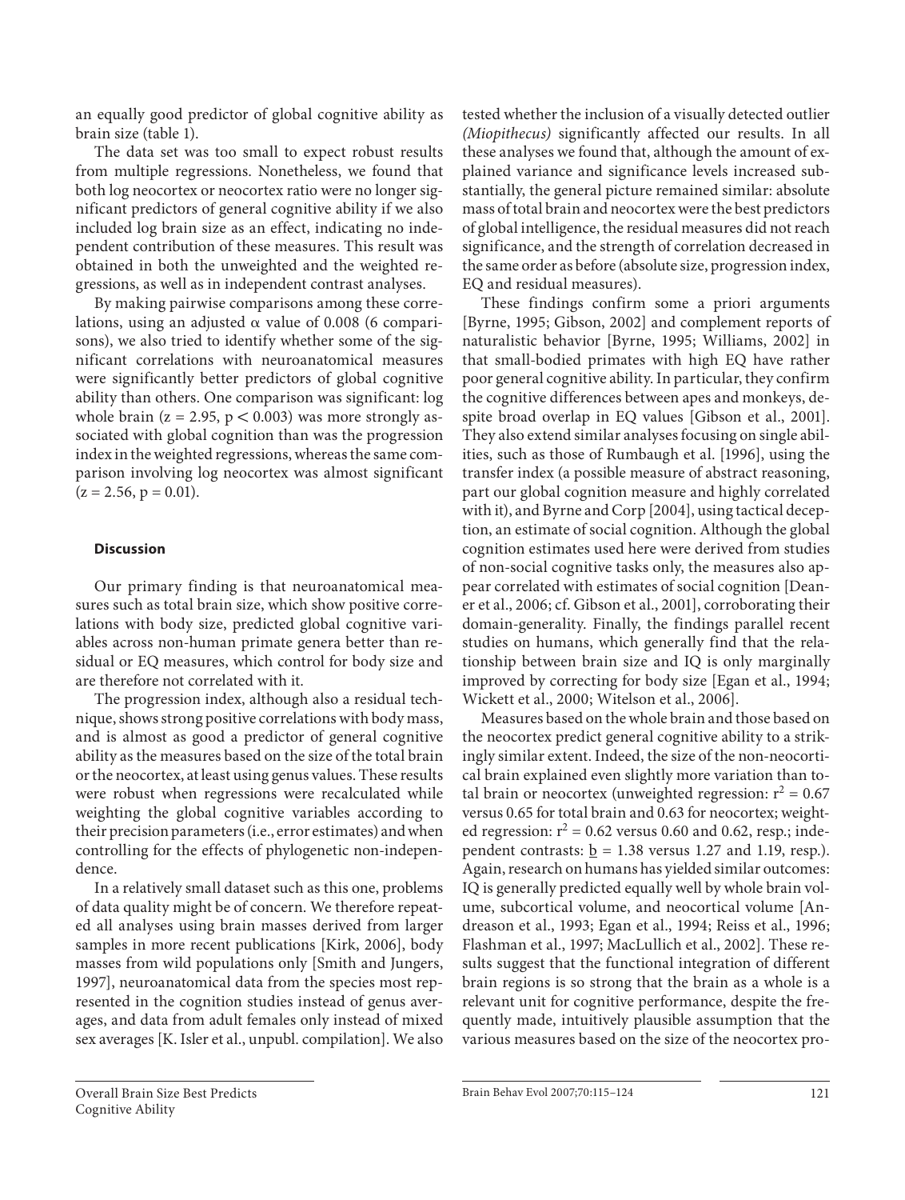an equally good predictor of global cognitive ability as brain size (table 1).

The data set was too small to expect robust results from multiple regressions. Nonetheless, we found that both log neocortex or neocortex ratio were no longer significant predictors of general cognitive ability if we also included log brain size as an effect, indicating no independent contribution of these measures. This result was obtained in both the unweighted and the weighted regressions, as well as in independent contrast analyses.

By making pairwise comparisons among these correlations, using an adjusted $\alpha$ value of 0.008 (6 comparisons), we also tried to identify whether some of the significant correlations with neuroanatomical measures were significantly better predictors of global cognitive ability than others. One comparison was significant: log whole brain ($z = 2.95$, $p < 0.003$) was more strongly associated with global cognition than was the progression index in the weighted regressions, whereas the same comparison involving log neocortex was almost significant ($z = 2.56$, $p = 0.01$).

## Discussion

Our primary finding is that neuroanatomical measures such as total brain size, which show positive correlations with body size, predicted global cognitive variables across non-human primate genera better than residual or EQ measures, which control for body size and are therefore not correlated with it.

The progression index, although also a residual technique, shows strong positive correlations with body mass, and is almost as good a predictor of general cognitive ability as the measures based on the size of the total brain or the neocortex, at least using genus values. These results were robust when regressions were recalculated while weighting the global cognitive variables according to their precision parameters (i.e., error estimates) and when controlling for the effects of phylogenetic non-independence.

In a relatively small dataset such as this one, problems of data quality might be of concern. We therefore repeated all analyses using brain masses derived from larger samples in more recent publications [Kirk, 2006], body masses from wild populations only [Smith and Jungers, 1997], neuroanatomical data from the species most represented in the cognition studies instead of genus averages, and data from adult females only instead of mixed sex averages [K. Isler et al., unpubl. compilation]. We also tested whether the inclusion of a visually detected outlier *(Miopithecus)* significantly affected our results. In all these analyses we found that, although the amount of explained variance and significance levels increased substantially, the general picture remained similar: absolute mass of total brain and neocortex were the best predictors of global intelligence, the residual measures did not reach significance, and the strength of correlation decreased in the same order as before (absolute size, progression index, EQ and residual measures).

These findings confirm some a priori arguments [Byrne, 1995; Gibson, 2002] and complement reports of naturalistic behavior [Byrne, 1995; Williams, 2002] in that small-bodied primates with high EQ have rather poor general cognitive ability. In particular, they confirm the cognitive differences between apes and monkeys, despite broad overlap in EQ values [Gibson et al., 2001]. They also extend similar analyses focusing on single abilities, such as those of Rumbaugh et al. [1996], using the transfer index (a possible measure of abstract reasoning, part our global cognition measure and highly correlated with it), and Byrne and Corp [2004], using tactical deception, an estimate of social cognition. Although the global cognition estimates used here were derived from studies of non-social cognitive tasks only, the measures also appear correlated with estimates of social cognition [Deaner et al., 2006; cf. Gibson et al., 2001], corroborating their domain-generality. Finally, the findings parallel recent studies on humans, which generally find that the relationship between brain size and IQ is only marginally improved by correcting for body size [Egan et al., 1994; Wickett et al., 2000; Witelson et al., 2006].

Measures based on the whole brain and those based on the neocortex predict general cognitive ability to a strikingly similar extent. Indeed, the size of the non-neocortical brain explained even slightly more variation than total brain or neocortex (unweighted regression: $r^2 = 0.67$ versus 0.65 for total brain and 0.63 for neocortex; weighted regression: $r^2 = 0.62$ versus 0.60 and 0.62, resp.; independent contrasts: $\underline{b} = 1.38$ versus 1.27 and 1.19, resp.). Again, research on humans has yielded similar outcomes: IQ is generally predicted equally well by whole brain volume, subcortical volume, and neocortical volume [Andreason et al., 1993; Egan et al., 1994; Reiss et al., 1996; Flashman et al., 1997; MacLullich et al., 2002]. These results suggest that the functional integration of different brain regions is so strong that the brain as a whole is a relevant unit for cognitive performance, despite the frequently made, intuitively plausible assumption that the various measures based on the size of the neocortex pro-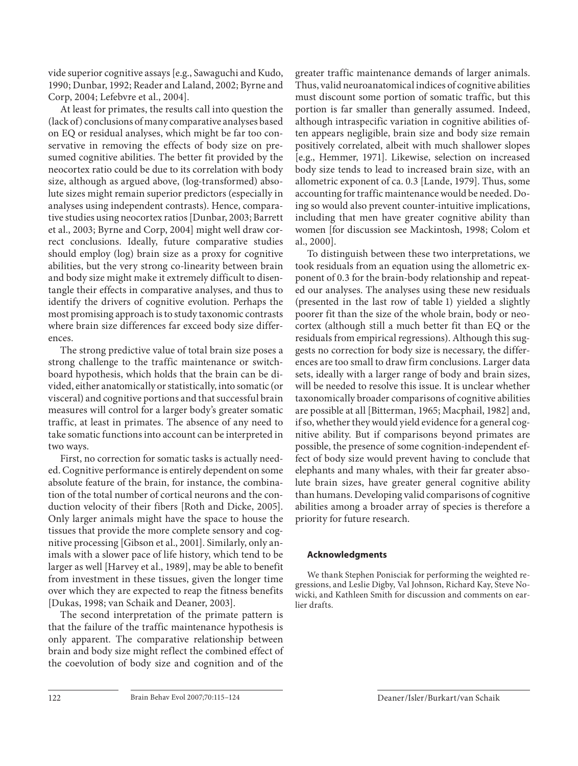vide superior cognitive assays [e.g., Sawaguchi and Kudo, 1990; Dunbar, 1992; Reader and Laland, 2002; Byrne and Corp, 2004; Lefebvre et al., 2004].

At least for primates, the results call into question the (lack of) conclusions of many comparative analyses based on EQ or residual analyses, which might be far too conservative in removing the effects of body size on presumed cognitive abilities. The better fit provided by the neocortex ratio could be due to its correlation with body size, although as argued above, (log-transformed) absolute sizes might remain superior predictors (especially in analyses using independent contrasts). Hence, comparative studies using neocortex ratios [Dunbar, 2003; Barrett et al., 2003; Byrne and Corp, 2004] might well draw correct conclusions. Ideally, future comparative studies should employ (log) brain size as a proxy for cognitive abilities, but the very strong co-linearity between brain and body size might make it extremely difficult to disentangle their effects in comparative analyses, and thus to identify the drivers of cognitive evolution. Perhaps the most promising approach is to study taxonomic contrasts where brain size differences far exceed body size differences.

The strong predictive value of total brain size poses a strong challenge to the traffic maintenance or switchboard hypothesis, which holds that the brain can be divided, either anatomically or statistically, into somatic (or visceral) and cognitive portions and that successful brain measures will control for a larger body's greater somatic traffic, at least in primates. The absence of any need to take somatic functions into account can be interpreted in two ways.

First, no correction for somatic tasks is actually needed. Cognitive performance is entirely dependent on some absolute feature of the brain, for instance, the combination of the total number of cortical neurons and the conduction velocity of their fibers [Roth and Dicke, 2005]. Only larger animals might have the space to house the tissues that provide the more complete sensory and cognitive processing [Gibson et al., 2001]. Similarly, only animals with a slower pace of life history, which tend to be larger as well [Harvey et al., 1989], may be able to benefit from investment in these tissues, given the longer time over which they are expected to reap the fitness benefits [Dukas, 1998; van Schaik and Deaner, 2003].

The second interpretation of the primate pattern is that the failure of the traffic maintenance hypothesis is only apparent. The comparative relationship between brain and body size might reflect the combined effect of the coevolution of body size and cognition and of the greater traffic maintenance demands of larger animals. Thus, valid neuroanatomical indices of cognitive abilities must discount some portion of somatic traffic, but this portion is far smaller than generally assumed. Indeed, although intraspecific variation in cognitive abilities often appears negligible, brain size and body size remain positively correlated, albeit with much shallower slopes [e.g., Hemmer, 1971]. Likewise, selection on increased body size tends to lead to increased brain size, with an allometric exponent of ca. 0.3 [Lande, 1979]. Thus, some accounting for traffic maintenance would be needed. Doing so would also prevent counter-intuitive implications, including that men have greater cognitive ability than women [for discussion see Mackintosh, 1998; Colom et al., 2000].

To distinguish between these two interpretations, we took residuals from an equation using the allometric exponent of 0.3 for the brain-body relationship and repeated our analyses. The analyses using these new residuals (presented in the last row of table 1) yielded a slightly poorer fit than the size of the whole brain, body or neocortex (although still a much better fit than EQ or the residuals from empirical regressions). Although this suggests no correction for body size is necessary, the differences are too small to draw firm conclusions. Larger data sets, ideally with a larger range of body and brain sizes, will be needed to resolve this issue. It is unclear whether taxonomically broader comparisons of cognitive abilities are possible at all [Bitterman, 1965; Macphail, 1982] and, if so, whether they would yield evidence for a general cognitive ability. But if comparisons beyond primates are possible, the presence of some cognition-independent effect of body size would prevent having to conclude that elephants and many whales, with their far greater absolute brain sizes, have greater general cognitive ability than humans. Developing valid comparisons of cognitive abilities among a broader array of species is therefore a priority for future research.

### Acknowledgments

We thank Stephen Ponisciak for performing the weighted regressions, and Leslie Digby, Val Johnson, Richard Kay, Steve Nowicki, and Kathleen Smith for discussion and comments on earlier drafts.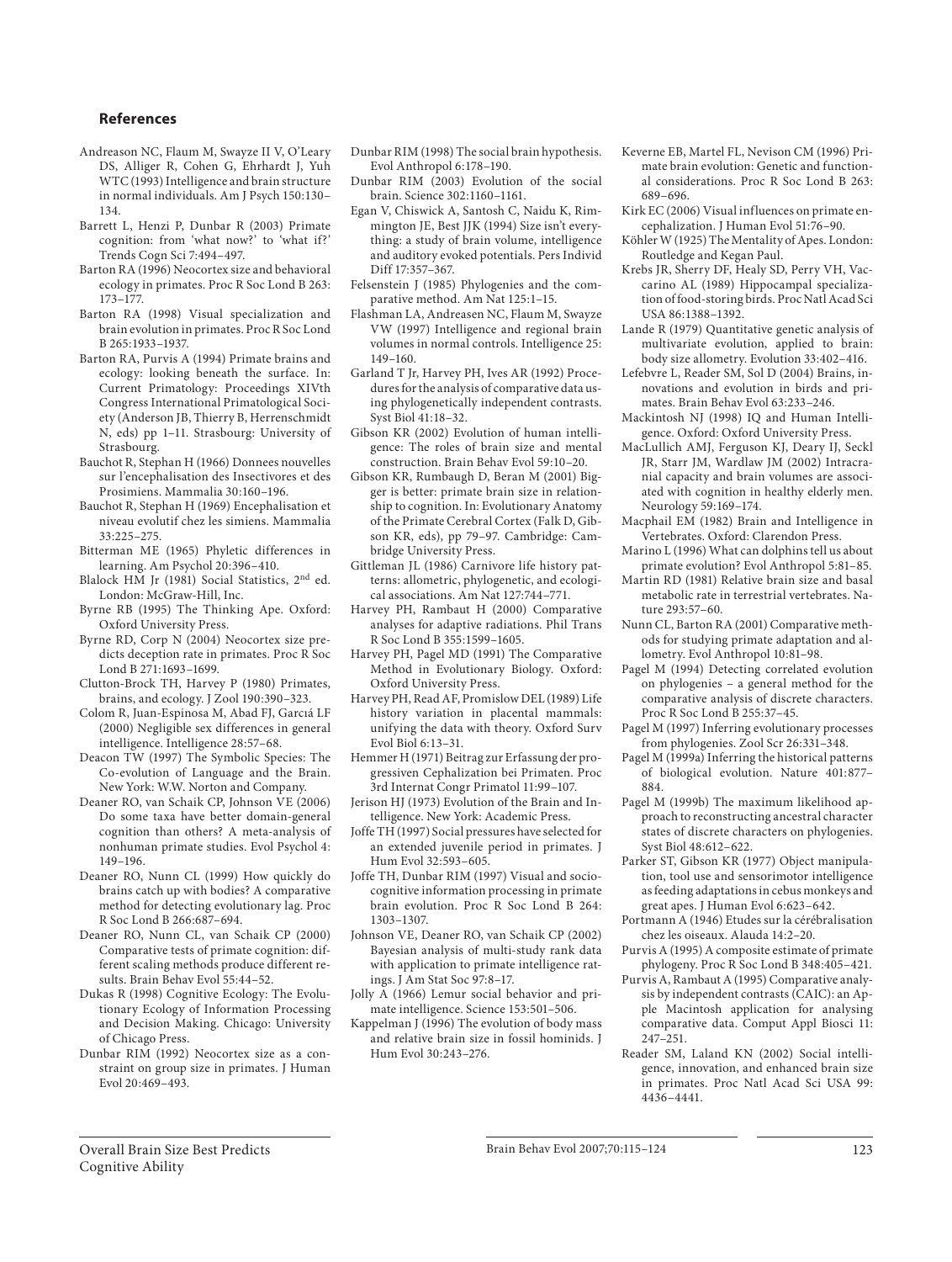## References

Andreason NC, Flaum M, Swayze II V, O'Leary DS, Alliger R, Cohen G, Ehrhardt J, Yuh WTC (1993) Intelligence and brain structure in normal individuals. Am J Psych 150:130–134.

Barrett L, Henzi P, Dunbar R (2003) Primate cognition: from 'what now?' to 'what if?' Trends Cogn Sci 7:494–497.

Barton RA (1996) Neocortex size and behavioral ecology in primates. Proc R Soc Lond B 263: 173–177.

Barton RA (1998) Visual specialization and brain evolution in primates. Proc R Soc Lond B 265:1933–1937.

Barton RA, Purvis A (1994) Primate brains and ecology: looking beneath the surface. In: Current Primatology: Proceedings XIVth Congress International Primatological Society (Anderson JB, Thierry B, Herrenschmidt N, eds) pp 1–11. Strasbourg: University of Strasbourg.

Bauchot R, Stephan H (1966) Donnees nouvelles sur l'encephalisation des Insectivores et des Prosimiens. Mammalia 30:160–196.

Bauchot R, Stephan H (1969) Encephalisation et niveau evolutif chez les simiens. Mammalia 33:225–275.

Bitterman ME (1965) Phyletic differences in learning. Am Psychol 20:396–410.

Blalock HM Jr (1981) Social Statistics, 2nd ed. London: McGraw-Hill, Inc.

Byrne RB (1995) The Thinking Ape. Oxford: Oxford University Press.

Byrne RD, Corp N (2004) Neocortex size predicts deception rate in primates. Proc R Soc Lond B 271:1693–1699.

Clutton-Brock TH, Harvey P (1980) Primates, brains, and ecology. J Zool 190:390–323.

Colom R, Juan-Espinosa M, Abad FJ, Garcıá LF (2000) Negligible sex differences in general intelligence. Intelligence 28:57–68.

Deacon TW (1997) The Symbolic Species: The Co-evolution of Language and the Brain. New York: W.W. Norton and Company.

Deaner RO, van Schaik CP, Johnson VE (2006) Do some taxa have better domain-general cognition than others? A meta-analysis of nonhuman primate studies. Evol Psychol 4: 149–196.

Deaner RO, Nunn CL (1999) How quickly do brains catch up with bodies? A comparative method for detecting evolutionary lag. Proc R Soc Lond B 266:687–694.

Deaner RO, Nunn CL, van Schaik CP (2000) Comparative tests of primate cognition: different scaling methods produce different results. Brain Behav Evol 55:44–52.

Dukas R (1998) Cognitive Ecology: The Evolutionary Ecology of Information Processing and Decision Making. Chicago: University of Chicago Press.

Dunbar RIM (1992) Neocortex size as a constraint on group size in primates. J Human Evol 20:469–493.

Dunbar RIM (1998) The social brain hypothesis. Evol Anthropol 6:178–190.

Dunbar RIM (2003) Evolution of the social brain. Science 302:1160–1161.

Egan V, Chiswick A, Santosh C, Naidu K, Rimmington JE, Best JJK (1994) Size isn't everything: a study of brain volume, intelligence and auditory evoked potentials. Pers Individ Diff 17:357–367.

Felsenstein J (1985) Phylogenies and the comparative method. Am Nat 125:1–15.

Flashman LA, Andreasen NC, Flaum M, Swayze VW (1997) Intelligence and regional brain volumes in normal controls. Intelligence 25: 149–160.

Garland T Jr, Harvey PH, Ives AR (1992) Procedures for the analysis of comparative data using phylogenetically independent contrasts. Syst Biol 41:18–32.

Gibson KR (2002) Evolution of human intelligence: The roles of brain size and mental construction. Brain Behav Evol 59:10–20.

Gibson KR, Rumbaugh D, Beran M (2001) Bigger is better: primate brain size in relationship to cognition. In: Evolutionary Anatomy of the Primate Cerebral Cortex (Falk D, Gibson KR, eds), pp 79–97. Cambridge: Cambridge University Press.

Gittleman JL (1986) Carnivore life history patterns: allometric, phylogenetic, and ecological associations. Am Nat 127:744–771.

Harvey PH, Rambaut H (2000) Comparative analyses for adaptive radiations. Phil Trans R Soc Lond B 355:1599–1605.

Harvey PH, Pagel MD (1991) The Comparative Method in Evolutionary Biology. Oxford: Oxford University Press.

Harvey PH, Read AF, Promislow DEL (1989) Life history variation in placental mammals: unifying the data with theory. Oxford Surv Evol Biol 6:13–31.

Hemmer H (1971) Beitrag zur Erfassung der progressiven Cephalization bei Primaten. Proc 3rd Internat Congr Primatol 11:99–107.

Jerison HJ (1973) Evolution of the Brain and Intelligence. New York: Academic Press.

Joffe TH (1997) Social pressures have selected for an extended juvenile period in primates. J Hum Evol 32:593–605.

Joffe TH, Dunbar RIM (1997) Visual and sociocognitive information processing in primate brain evolution. Proc R Soc Lond B 264: 1303–1307.

Johnson VE, Deaner RO, van Schaik CP (2002) Bayesian analysis of multi-study rank data with application to primate intelligence ratings. J Am Stat Soc 97:8–17.

Jolly A (1966) Lemur social behavior and primate intelligence. Science 153:501–506.

Kappelman J (1996) The evolution of body mass and relative brain size in fossil hominids. J Hum Evol 30:243–276.

Keverne EB, Martel FL, Nevison CM (1996) Primate brain evolution: Genetic and functional considerations. Proc R Soc Lond B 263: 689–696.

Kirk EC (2006) Visual influences on primate encephalization. J Human Evol 51:76–90.

Köhler W (1925) The Mentality of Apes. London: Routledge and Kegan Paul.

Krebs JR, Sherry DF, Healy SD, Perry VH, Vaccarino AL (1989) Hippocampal specialization of food-storing birds. Proc Natl Acad Sci USA 86:1388–1392.

Lande R (1979) Quantitative genetic analysis of multivariate evolution, applied to brain: body size allometry. Evolution 33:402–416.

Lefebvre L, Reader SM, Sol D (2004) Brains, innovations and evolution in birds and primates. Brain Behav Evol 63:233–246.

Mackintosh NJ (1998) IQ and Human Intelligence. Oxford: Oxford University Press.

MacLullich AMJ, Ferguson KJ, Deary IJ, Seckl JR, Starr JM, Wardlaw JM (2002) Intracranial capacity and brain volumes are associated with cognition in healthy elderly men. Neurology 59:169–174.

Macphail EM (1982) Brain and Intelligence in Vertebrates. Oxford: Clarendon Press.

Marino L (1996) What can dolphins tell us about primate evolution? Evol Anthropol 5:81–85.

Martin RD (1981) Relative brain size and basal metabolic rate in terrestrial vertebrates. Nature 293:57–60.

Nunn CL, Barton RA (2001) Comparative methods for studying primate adaptation and allometry. Evol Anthropol 10:81–98.

Pagel M (1994) Detecting correlated evolution on phylogenies – a general method for the comparative analysis of discrete characters. Proc R Soc Lond B 255:37–45.

Pagel M (1997) Inferring evolutionary processes from phylogenies. Zool Scr 26:331–348.

Pagel M (1999a) Inferring the historical patterns of biological evolution. Nature 401:877–884.

Pagel M (1999b) The maximum likelihood approach to reconstructing ancestral character states of discrete characters on phylogenies. Syst Biol 48:612–622.

Parker ST, Gibson KR (1977) Object manipulation, tool use and sensorimotor intelligence as feeding adaptations in cebus monkeys and great apes. J Human Evol 6:623–642.

Portmann A (1946) Etudes sur la cérébralisation chez les oiseaux. Alauda 14:2–20.

Purvis A (1995) A composite estimate of primate phylogeny. Proc R Soc Lond B 348:405–421.

Purvis A, Rambaut A (1995) Comparative analysis by independent contrasts (CAIC): an Apple Macintosh application for analysing comparative data. Comput Appl Biosci 11: 247–251.

Reader SM, Laland KN (2002) Social intelligence, innovation, and enhanced brain size in primates. Proc Natl Acad Sci USA 99: 4436–4441.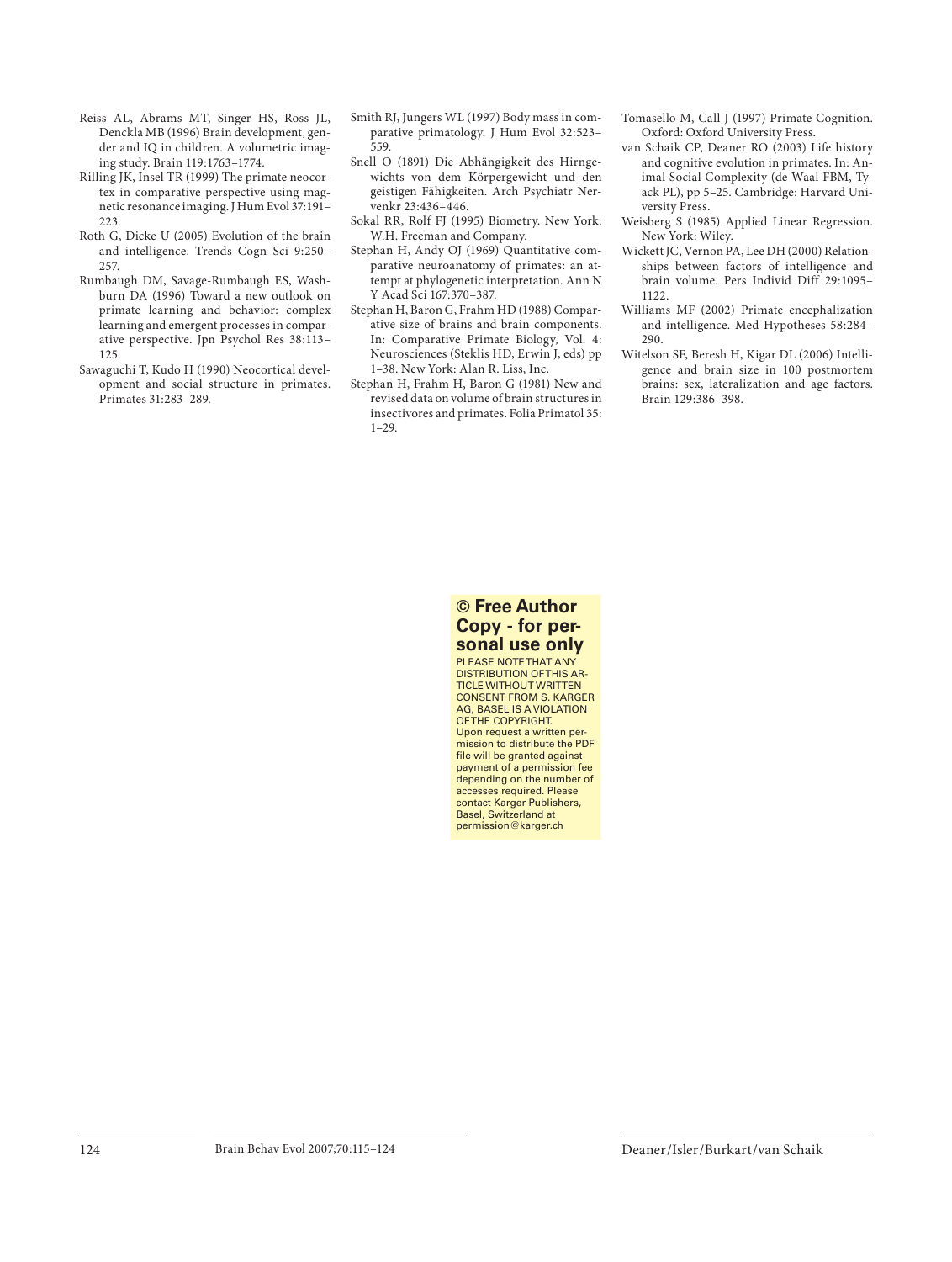Reiss AL, Abrams MT, Singer HS, Ross JL, Denckla MB (1996) Brain development, gender and IQ in children. A volumetric imaging study. Brain 119:1763–1774.

Rilling JK, Insel TR (1999) The primate neocortex in comparative perspective using magnetic resonance imaging. J Hum Evol 37:191–223.

Roth G, Dicke U (2005) Evolution of the brain and intelligence. Trends Cogn Sci 9:250–257.

Rumbaugh DM, Savage-Rumbaugh ES, Washburn DA (1996) Toward a new outlook on primate learning and behavior: complex learning and emergent processes in comparative perspective. Jpn Psychol Res 38:113–125.

Sawaguchi T, Kudo H (1990) Neocortical development and social structure in primates. Primates 31:283–289.

Smith RJ, Jungers WL (1997) Body mass in comparative primatology. J Hum Evol 32:523–559.

Snell O (1891) Die Abhängigkeit des Hirngewichts von dem Körpergewicht und den geistigen Fähigkeiten. Arch Psychiatr Nervenkr 23:436–446.

Sokal RR, Rolf FJ (1995) Biometry. New York: W.H. Freeman and Company.

Stephan H, Andy OJ (1969) Quantitative comparative neuroanatomy of primates: an attempt at phylogenetic interpretation. Ann N Y Acad Sci 167:370–387.

Stephan H, Baron G, Frahm HD (1988) Comparative size of brains and brain components. In: Comparative Primate Biology, Vol. 4: Neurosciences (Steklis HD, Erwin J, eds) pp 1–38. New York: Alan R. Liss, Inc.

Stephan H, Frahm H, Baron G (1981) New and revised data on volume of brain structures in insectivores and primates. Folia Primatol 35: 1–29.

Tomasello M, Call J (1997) Primate Cognition. Oxford: Oxford University Press.

van Schaik CP, Deaner RO (2003) Life history and cognitive evolution in primates. In: Animal Social Complexity (de Waal FBM, Tyack PL), pp 5–25. Cambridge: Harvard University Press.

Weisberg S (1985) Applied Linear Regression. New York: Wiley.

Wickett JC, Vernon PA, Lee DH (2000) Relationships between factors of intelligence and brain volume. Pers Individ Diff 29:1095–1122.

Williams MF (2002) Primate encephalization and intelligence. Med Hypotheses 58:284–290.

Witelson SF, Beresh H, Kigar DL (2006) Intelligence and brain size in 100 postmortem brains: sex, lateralization and age factors. Brain 129:386–398.

**© Free Author Copy - for personal use only**

PLEASE NOTE THAT ANY DISTRIBUTION OF THIS ARTICLE WITHOUT WRITTEN CONSENT FROM S. KARGER AG, BASEL IS A VIOLATION OF THE COPYRIGHT.

Upon request a written permission to distribute the PDF file will be granted against payment of a permission fee depending on the number of accesses required. Please contact Karger Publishers, Basel, Switzerland at permission@karger.ch